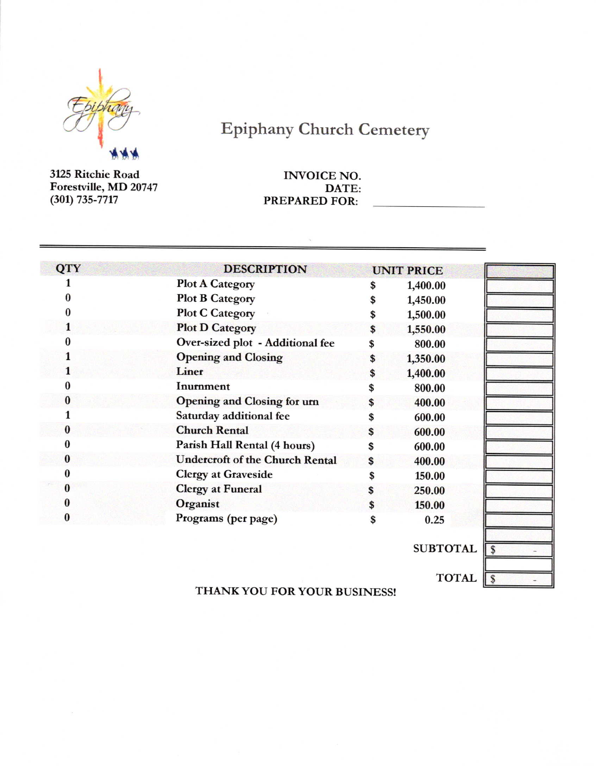# Epiphany Church Cemetery

3125 Ritchie Road
Forestville, MD 20747
(301) 735-7717

**INVOICE NO.**
**DATE:**
**PREPARED FOR:** ____________________

| QTY | DESCRIPTION | UNIT PRICE | |
|---|---|---|---|
| 1 | Plot A Category | $ 1,400.00 | |
| 0 | Plot B Category | $ 1,450.00 | |
| 0 | Plot C Category | $ 1,500.00 | |
| 1 | Plot D Category | $ 1,550.00 | |
| 0 | Over-sized plot - Additional fee | $ 800.00 | |
| 1 | Opening and Closing | $ 1,350.00 | |
| 1 | Liner | $ 1,400.00 | |
| 0 | Inurnment | $ 800.00 | |
| 0 | Opening and Closing for urn | $ 400.00 | |
| 1 | Saturday additional fee | $ 600.00 | |
| 0 | Church Rental | $ 600.00 | |
| 0 | Parish Hall Rental (4 hours) | $ 600.00 | |
| 0 | Undercroft of the Church Rental | $ 400.00 | |
| 0 | Clergy at Graveside | $ 150.00 | |
| 0 | Clergy at Funeral | $ 250.00 | |
| 0 | Organist | $ 150.00 | |
| 0 | Programs (per page) | $ 0.25 | |
| | | SUBTOTAL | $ - |
| | | TOTAL | $ - |

THANK YOU FOR YOUR BUSINESS!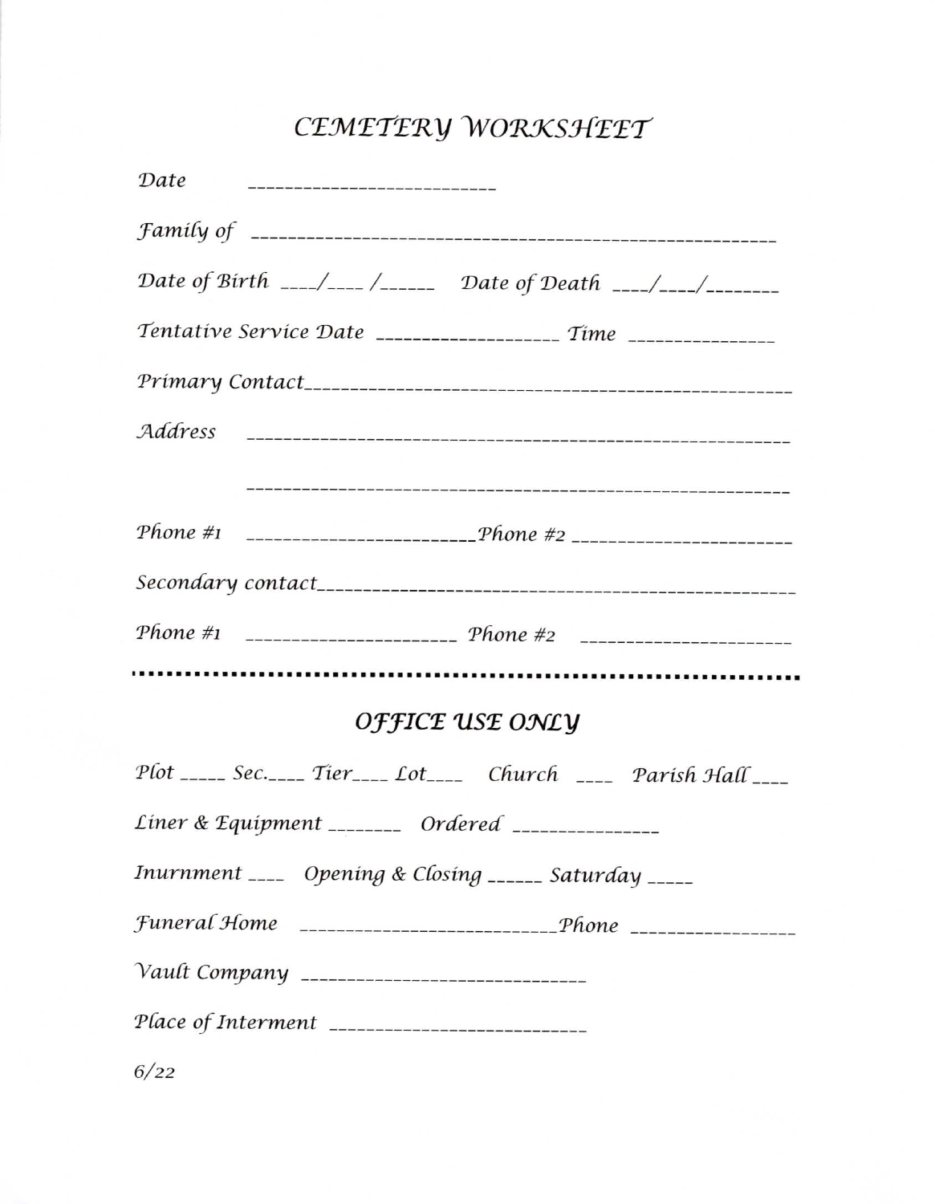# CEMETERY WORKSHEET

Date ___________________________

Family of ______________________________________________________

Date of Birth ____/____ /______ Date of Death ____/____/________

Tentative Service Date __________________ Time _______________

Primary Contact_________________________________________________

Address ________________________________________________________

________________________________________________________

Phone #1 _______________________Phone #2 _______________________

Secondary contact_______________________________________________

Phone #1 _____________________ Phone #2 _____________________

.....................................................................

## OFFICE USE ONLY

Plot _____ Sec.____ Tier____ Lot____ Church ____ Parish Hall____

Liner & Equipment ________ Ordered _______________

Inurnment ____ Opening & Closing ______ Saturday _____

Funeral Home __________________________Phone _________________

Vault Company ____________________________

Place of Interment __________________________

6/22